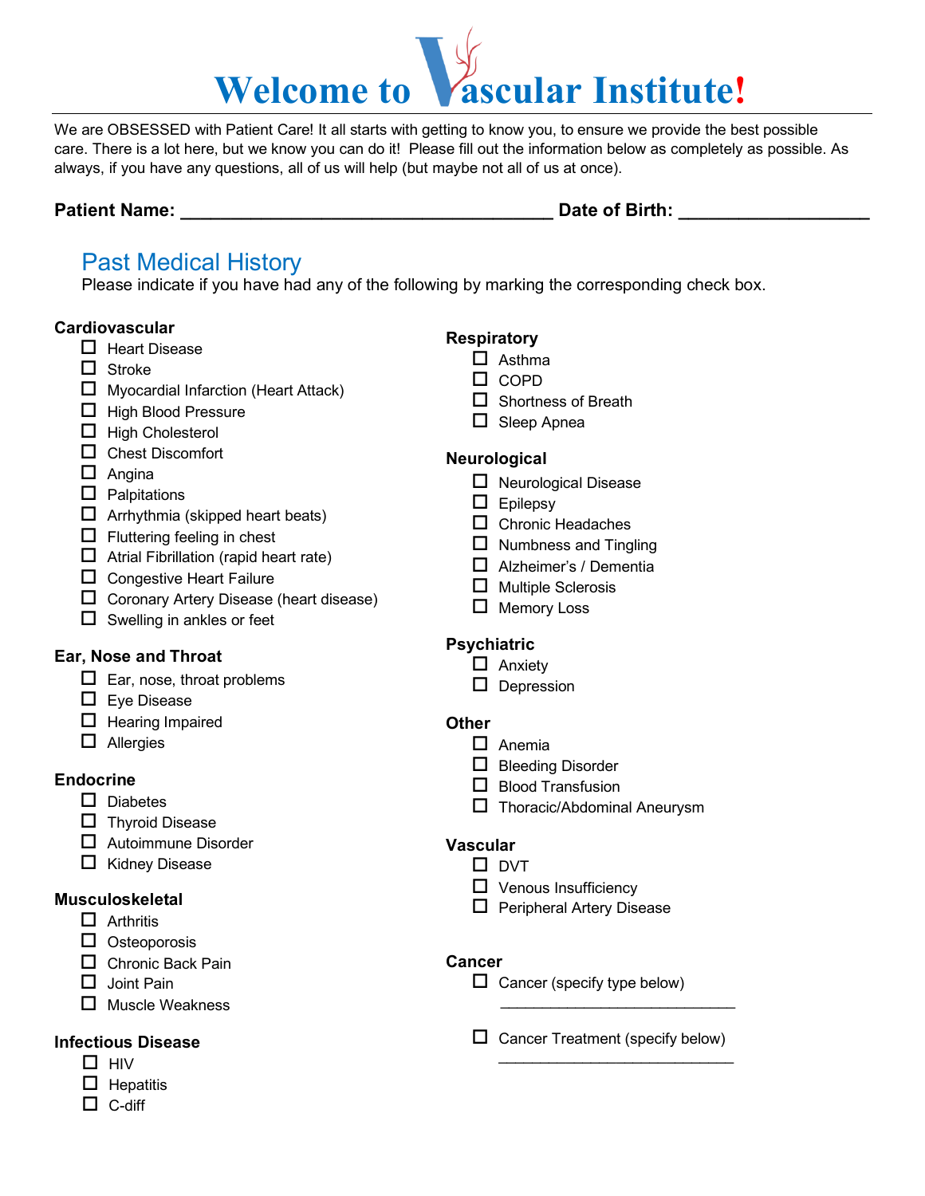# Welcome to Vascular Institute!

We are OBSESSED with Patient Care! It all starts with getting to know you, to ensure we provide the best possible care. There is a lot here, but we know you can do it! Please fill out the information below as completely as possible. As always, if you have any questions, all of us will help (but maybe not all of us at once).

**Patient Name: ____________________________________ Date of Birth: __________________**

## Past Medical History

Please indicate if you have had any of the following by marking the corresponding check box.

**Cardiovascular**

- ☐ Heart Disease
- ☐ Stroke
- ☐ Myocardial Infarction (Heart Attack)
- ☐ High Blood Pressure
- ☐ High Cholesterol
- ☐ Chest Discomfort
- ☐ Angina
- ☐ Palpitations
- ☐ Arrhythmia (skipped heart beats)
- ☐ Fluttering feeling in chest
- ☐ Atrial Fibrillation (rapid heart rate)
- ☐ Congestive Heart Failure
- ☐ Coronary Artery Disease (heart disease)
- ☐ Swelling in ankles or feet

**Ear, Nose and Throat**

- ☐ Ear, nose, throat problems
- ☐ Eye Disease
- ☐ Hearing Impaired
- ☐ Allergies

**Endocrine**

- ☐ Diabetes
- ☐ Thyroid Disease
- ☐ Autoimmune Disorder
- ☐ Kidney Disease

**Musculoskeletal**

- ☐ Arthritis
- ☐ Osteoporosis
- ☐ Chronic Back Pain
- ☐ Joint Pain
- ☐ Muscle Weakness

**Infectious Disease**

- ☐ HIV
- ☐ Hepatitis
- ☐ C-diff

**Respiratory**

- ☐ Asthma
- ☐ COPD
- ☐ Shortness of Breath
- ☐ Sleep Apnea

**Neurological**

- ☐ Neurological Disease
- ☐ Epilepsy
- ☐ Chronic Headaches
- ☐ Numbness and Tingling
- ☐ Alzheimer's / Dementia
- ☐ Multiple Sclerosis
- ☐ Memory Loss

**Psychiatric**

- ☐ Anxiety
- ☐ Depression

**Other**

- ☐ Anemia
- ☐ Bleeding Disorder
- ☐ Blood Transfusion
- ☐ Thoracic/Abdominal Aneurysm

**Vascular**

- ☐ DVT
- ☐ Venous Insufficiency
- ☐ Peripheral Artery Disease

**Cancer**

- ☐ Cancer (specify type below)
  ____________________________
- ☐ Cancer Treatment (specify below)
  ____________________________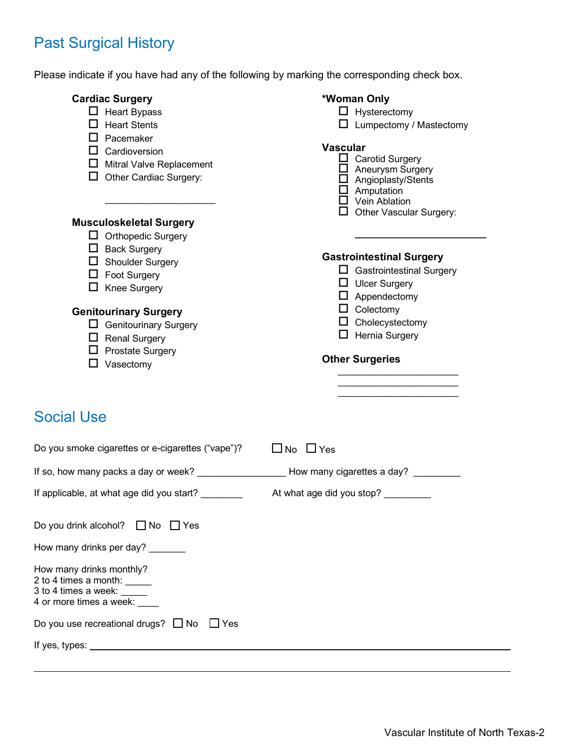## Past Surgical History

Please indicate if you have had any of the following by marking the corresponding check box.

**Cardiac Surgery**

- ☐ Heart Bypass
- ☐ Heart Stents
- ☐ Pacemaker
- ☐ Cardioversion
- ☐ Mitral Valve Replacement
- ☐ Other Cardiac Surgery: ____________________

**Musculoskeletal Surgery**

- ☐ Orthopedic Surgery
- ☐ Back Surgery
- ☐ Shoulder Surgery
- ☐ Foot Surgery
- ☐ Knee Surgery

**Genitourinary Surgery**

- ☐ Genitourinary Surgery
- ☐ Renal Surgery
- ☐ Prostate Surgery
- ☐ Vasectomy

***Woman Only**

- ☐ Hysterectomy
- ☐ Lumpectomy / Mastectomy

**Vascular**

- ☐ Carotid Surgery
- ☐ Aneurysm Surgery
- ☐ Angioplasty/Stents
- ☐ Amputation
- ☐ Vein Ablation
- ☐ Other Vascular Surgery: ________________________

**Gastrointestinal Surgery**

- ☐ Gastrointestinal Surgery
- ☐ Ulcer Surgery
- ☐ Appendectomy
- ☐ Colectomy
- ☐ Cholecystectomy
- ☐ Hernia Surgery

**Other Surgeries**

______________________
______________________
______________________

## Social Use

Do you smoke cigarettes or e-cigarettes (“vape”)? ☐ No ☐ Yes

If so, how many packs a day or week? ________________ How many cigarettes a day? _________

If applicable, at what age did you start? ________ At what age did you stop? _________

Do you drink alcohol? ☐ No ☐ Yes

How many drinks per day? _______

How many drinks monthly?
2 to 4 times a month: _____
3 to 4 times a week: _____
4 or more times a week: ____

Do you use recreational drugs? ☐ No ☐ Yes

If yes, types: ________________________________________________________________________

______________________________________________________________________________________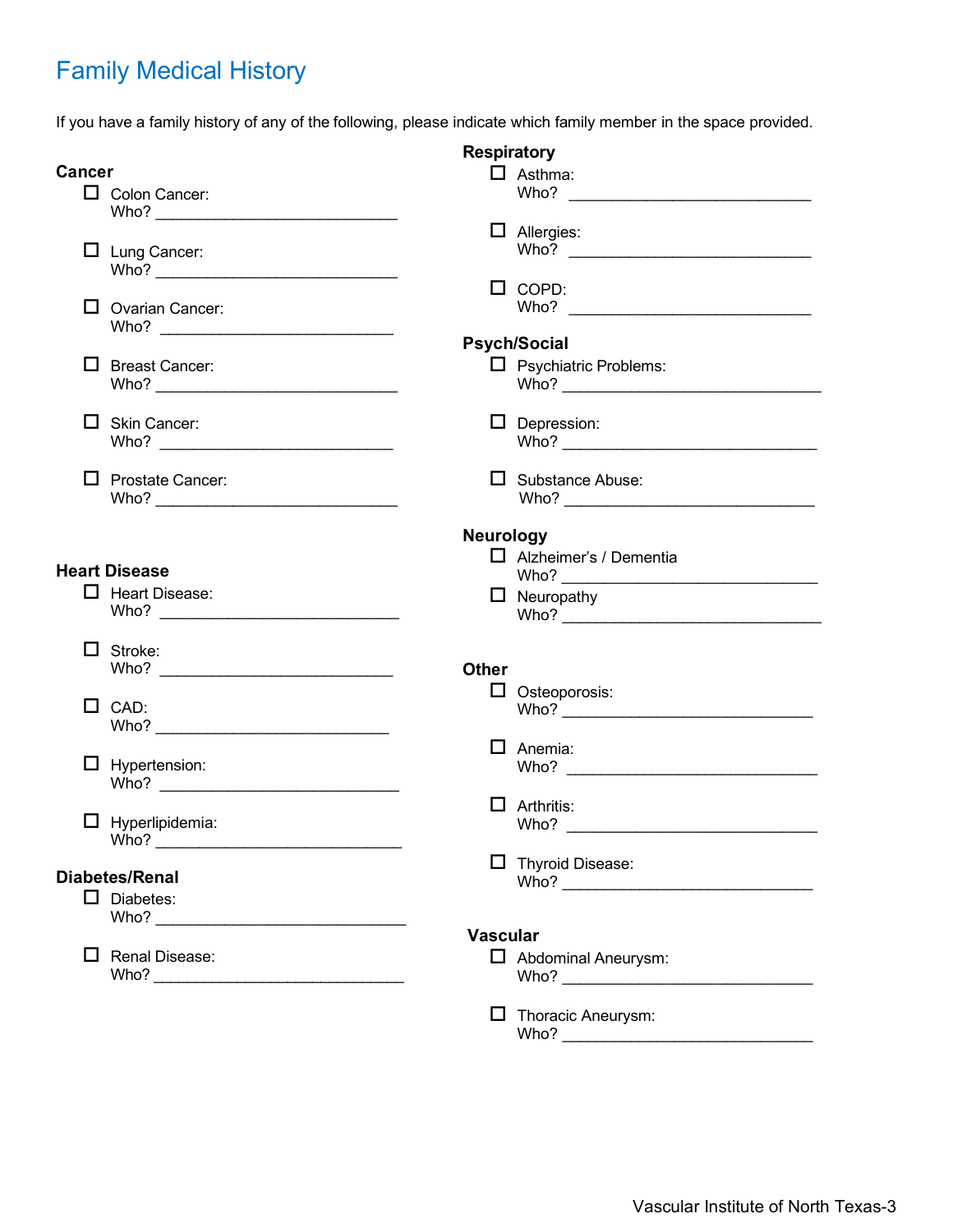# Family Medical History

If you have a family history of any of the following, please indicate which family member in the space provided.

## Cancer

- ☐ Colon Cancer:
  Who? ______________________________
- ☐ Lung Cancer:
  Who? ______________________________
- ☐ Ovarian Cancer:
  Who? ______________________________
- ☐ Breast Cancer:
  Who? ______________________________
- ☐ Skin Cancer:
  Who? ______________________________
- ☐ Prostate Cancer:
  Who? ______________________________

## Heart Disease

- ☐ Heart Disease:
  Who? ______________________________
- ☐ Stroke:
  Who? ______________________________
- ☐ CAD:
  Who? ______________________________
- ☐ Hypertension:
  Who? ______________________________
- ☐ Hyperlipidemia:
  Who? ______________________________

## Diabetes/Renal

- ☐ Diabetes:
  Who? ______________________________
- ☐ Renal Disease:
  Who? ______________________________

## Respiratory

- ☐ Asthma:
  Who? ______________________________
- ☐ Allergies:
  Who? ______________________________
- ☐ COPD:
  Who? ______________________________

## Psych/Social

- ☐ Psychiatric Problems:
  Who? ______________________________
- ☐ Depression:
  Who? ______________________________
- ☐ Substance Abuse:
  Who? ______________________________

## Neurology

- ☐ Alzheimer's / Dementia
  Who? ______________________________
- ☐ Neuropathy
  Who? ______________________________

## Other

- ☐ Osteoporosis:
  Who? ______________________________
- ☐ Anemia:
  Who? ______________________________
- ☐ Arthritis:
  Who? ______________________________
- ☐ Thyroid Disease:
  Who? ______________________________

## Vascular

- ☐ Abdominal Aneurysm:
  Who? ______________________________
- ☐ Thoracic Aneurysm:
  Who? ______________________________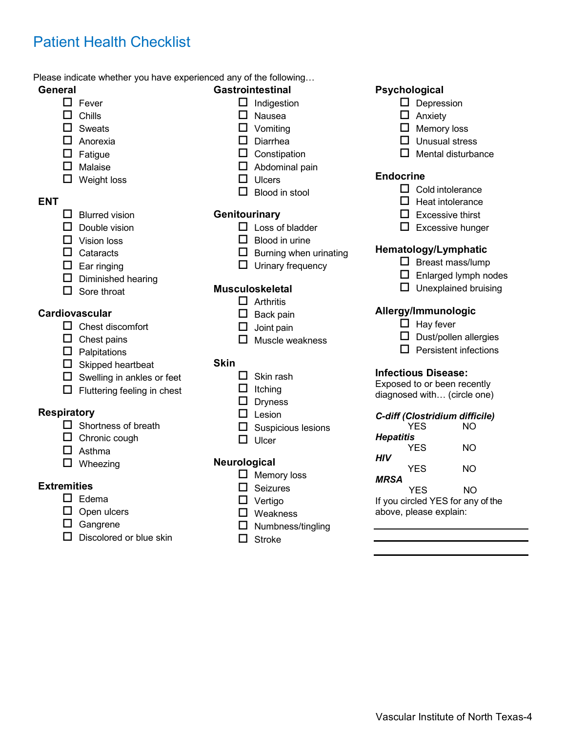# Patient Health Checklist

Please indicate whether you have experienced any of the following…

**General**

- ☐ Fever
- ☐ Chills
- ☐ Sweats
- ☐ Anorexia
- ☐ Fatigue
- ☐ Malaise
- ☐ Weight loss

**ENT**

- ☐ Blurred vision
- ☐ Double vision
- ☐ Vision loss
- ☐ Cataracts
- ☐ Ear ringing
- ☐ Diminished hearing
- ☐ Sore throat

**Cardiovascular**

- ☐ Chest discomfort
- ☐ Chest pains
- ☐ Palpitations
- ☐ Skipped heartbeat
- ☐ Swelling in ankles or feet
- ☐ Fluttering feeling in chest

**Respiratory**

- ☐ Shortness of breath
- ☐ Chronic cough
- ☐ Asthma
- ☐ Wheezing

**Extremities**

- ☐ Edema
- ☐ Open ulcers
- ☐ Gangrene
- ☐ Discolored or blue skin

**Gastrointestinal**

- ☐ Indigestion
- ☐ Nausea
- ☐ Vomiting
- ☐ Diarrhea
- ☐ Constipation
- ☐ Abdominal pain
- ☐ Ulcers
- ☐ Blood in stool

**Genitourinary**

- ☐ Loss of bladder
- ☐ Blood in urine
- ☐ Burning when urinating
- ☐ Urinary frequency

**Musculoskeletal**

- ☐ Arthritis
- ☐ Back pain
- ☐ Joint pain
- ☐ Muscle weakness

**Skin**

- ☐ Skin rash
- ☐ Itching
- ☐ Dryness
- ☐ Lesion
- ☐ Suspicious lesions
- ☐ Ulcer

**Neurological**

- ☐ Memory loss
- ☐ Seizures
- ☐ Vertigo
- ☐ Weakness
- ☐ Numbness/tingling
- ☐ Stroke

**Psychological**

- ☐ Depression
- ☐ Anxiety
- ☐ Memory loss
- ☐ Unusual stress
- ☐ Mental disturbance

**Endocrine**

- ☐ Cold intolerance
- ☐ Heat intolerance
- ☐ Excessive thirst
- ☐ Excessive hunger

**Hematology/Lymphatic**

- ☐ Breast mass/lump
- ☐ Enlarged lymph nodes
- ☐ Unexplained bruising

**Allergy/Immunologic**

- ☐ Hay fever
- ☐ Dust/pollen allergies
- ☐ Persistent infections

**Infectious Disease:**
Exposed to or been recently diagnosed with… (circle one)

***C-diff (Clostridium difficile)***
YES NO

***Hepatitis***
YES NO

***HIV***
YES NO

***MRSA***
YES NO

If you circled YES for any of the above, please explain:

\_\_\_\_\_\_\_\_\_\_\_\_\_\_\_\_\_\_\_\_\_\_\_\_\_\_\_\_\_\_

\_\_\_\_\_\_\_\_\_\_\_\_\_\_\_\_\_\_\_\_\_\_\_\_\_\_\_\_\_\_

\_\_\_\_\_\_\_\_\_\_\_\_\_\_\_\_\_\_\_\_\_\_\_\_\_\_\_\_\_\_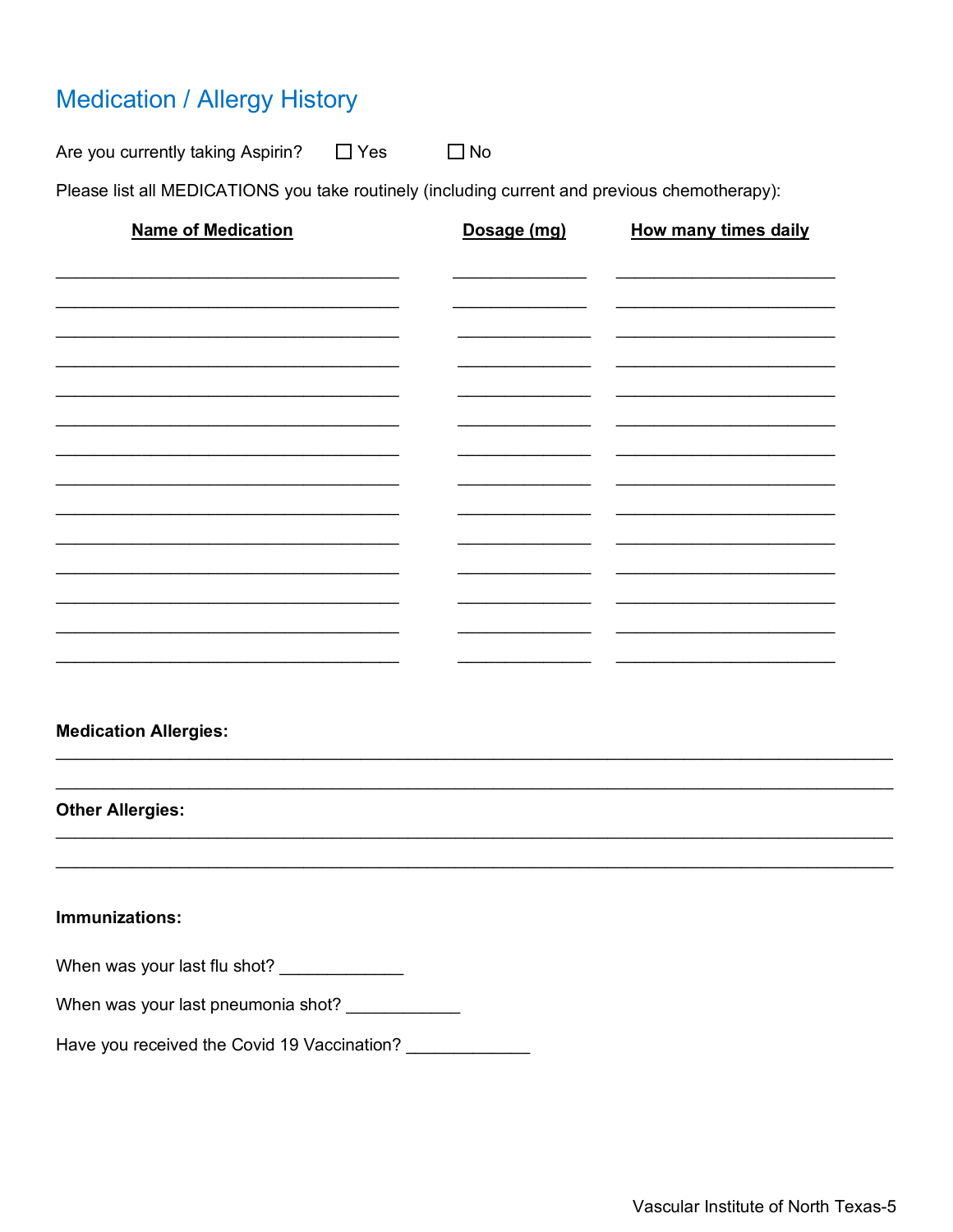# Medication / Allergy History

Are you currently taking Aspirin? ☐ Yes ☐ No

Please list all MEDICATIONS you take routinely (including current and previous chemotherapy):

| Name of Medication | Dosage (mg) | How many times daily |
| --- | --- | --- |
| | | |
| | | |
| | | |
| | | |
| | | |
| | | |
| | | |
| | | |
| | | |
| | | |
| | | |
| | | |
| | | |
| | | |

**Medication Allergies:**

______________________________________________________________________________

______________________________________________________________________________

**Other Allergies:**

______________________________________________________________________________

______________________________________________________________________________

**Immunizations:**

When was your last flu shot? _____________

When was your last pneumonia shot? ____________

Have you received the Covid 19 Vaccination? _____________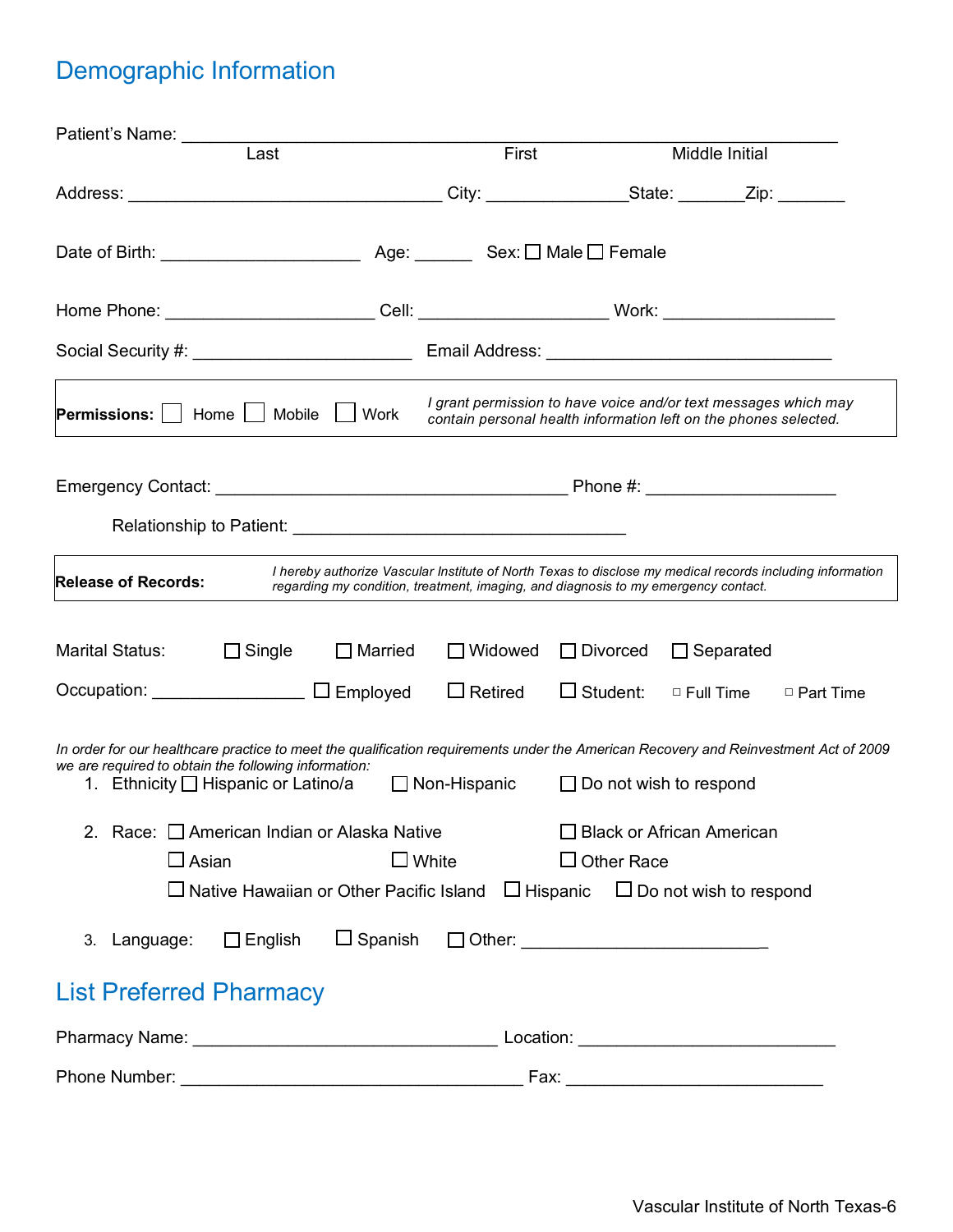## Demographic Information

Patient's Name: ______________________________________________________________
Last First Middle Initial

Address: _________________________________ City: _______________State: _______Zip: _______

Date of Birth: _____________________ Age: ______ Sex: ☐ Male ☐ Female

Home Phone: ______________________ Cell: ___________________ Work: __________________

Social Security #: _______________________ Email Address: ______________________________

**Permissions:** ☐ Home ☐ Mobile ☐ Work *I grant permission to have voice and/or text messages which may contain personal health information left on the phones selected.*

Emergency Contact: _____________________________________ Phone #: ____________________

Relationship to Patient: ___________________________________

**Release of Records:** *I hereby authorize Vascular Institute of North Texas to disclose my medical records including information regarding my condition, treatment, imaging, and diagnosis to my emergency contact.*

Marital Status: ☐ Single ☐ Married ☐ Widowed ☐ Divorced ☐ Separated

Occupation: ________________ ☐ Employed ☐ Retired ☐ Student: ☐ Full Time ☐ Part Time

*In order for our healthcare practice to meet the qualification requirements under the American Recovery and Reinvestment Act of 2009 we are required to obtain the following information:*

1. Ethnicity ☐ Hispanic or Latino/a ☐ Non-Hispanic ☐ Do not wish to respond
2. Race: ☐ American Indian or Alaska Native ☐ Black or African American ☐ Asian ☐ White ☐ Other Race ☐ Native Hawaiian or Other Pacific Island ☐ Hispanic ☐ Do not wish to respond
3. Language: ☐ English ☐ Spanish ☐ Other: __________________________

## List Preferred Pharmacy

Pharmacy Name: ________________________________ Location: ___________________________

Phone Number: ____________________________________ Fax: ___________________________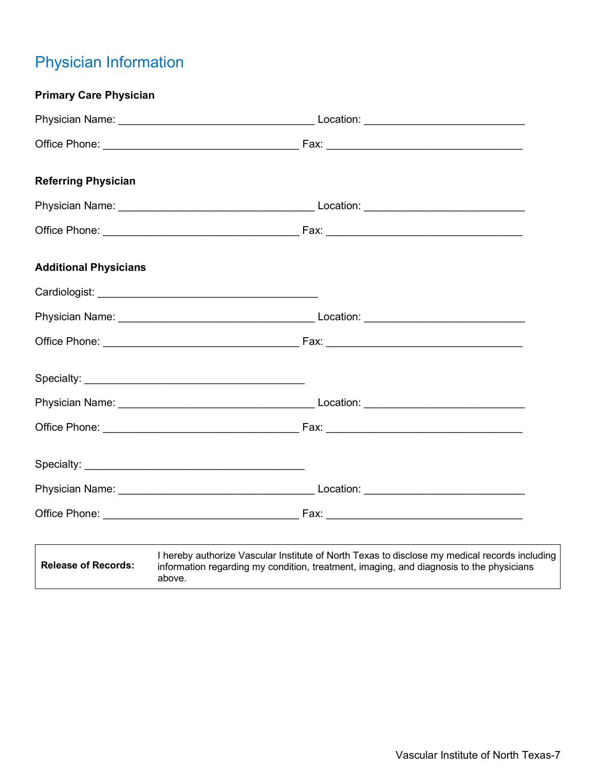# Physician Information

**Primary Care Physician**

Physician Name: ________________________________ Location: ___________________________

Office Phone: ________________________________ Fax: ________________________________

**Referring Physician**

Physician Name: ________________________________ Location: ___________________________

Office Phone: ________________________________ Fax: ________________________________

**Additional Physicians**

Cardiologist: ____________________________________

Physician Name: ________________________________ Location: ___________________________

Office Phone: ________________________________ Fax: ________________________________

Specialty: ____________________________________

Physician Name: ________________________________ Location: ___________________________

Office Phone: ________________________________ Fax: ________________________________

Specialty: ____________________________________

Physician Name: ________________________________ Location: ___________________________

Office Phone: ________________________________ Fax: ________________________________

| **Release of Records:** | I hereby authorize Vascular Institute of North Texas to disclose my medical records including information regarding my condition, treatment, imaging, and diagnosis to the physicians above. |
|---|---|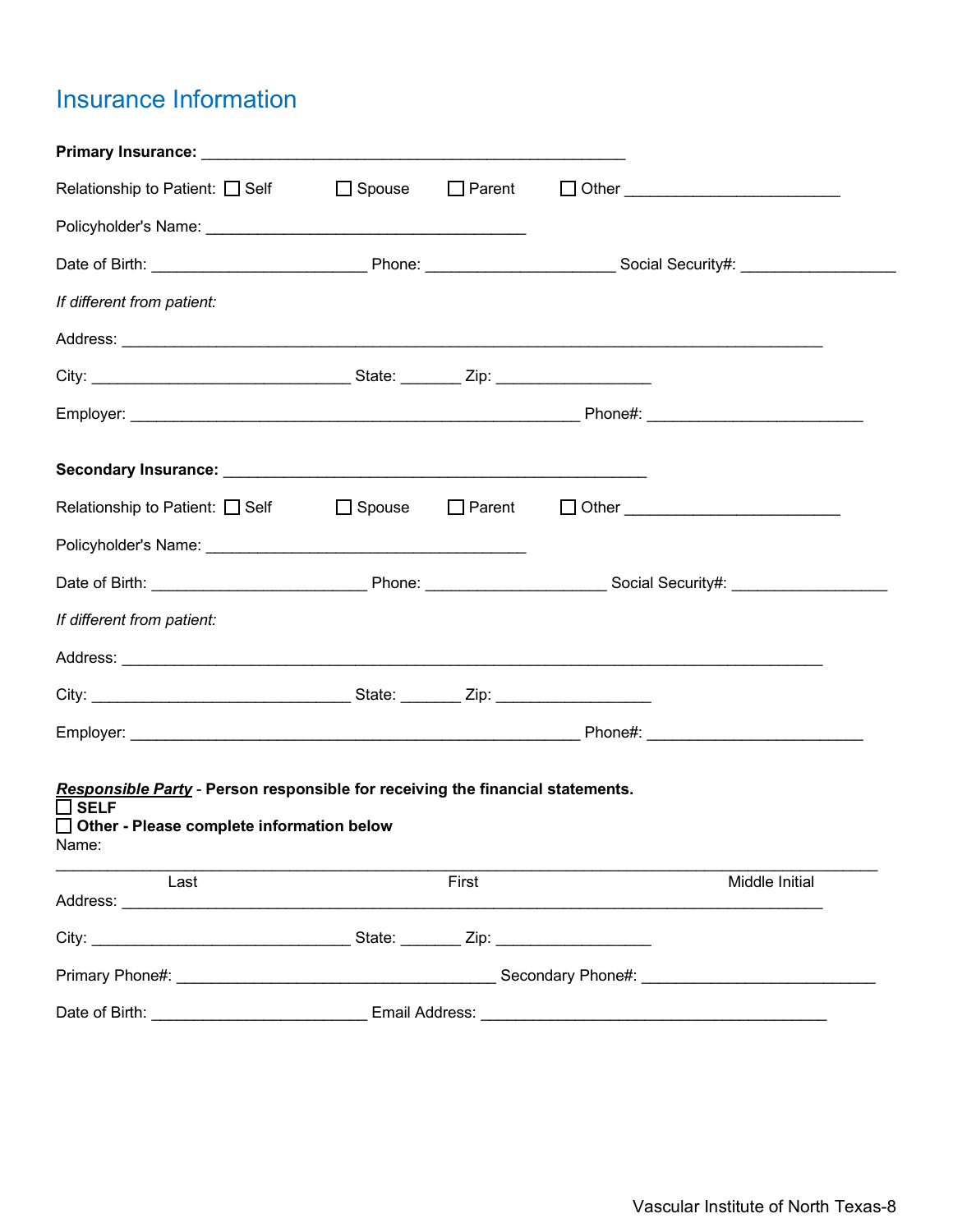# Insurance Information

**Primary Insurance:** ______________________________________________

Relationship to Patient: ☐ Self ☐ Spouse ☐ Parent ☐ Other ______________________

Policyholder's Name: ___________________________________

Date of Birth: _______________________ Phone: ____________________ Social Security#: _________________

*If different from patient:*

Address: ____________________________________________________________________________

City: ____________________________ State: _______ Zip: _________________

Employer: _________________________________________________ Phone#: _______________________

**Secondary Insurance:** ______________________________________________

Relationship to Patient: ☐ Self ☐ Spouse ☐ Parent ☐ Other ______________________

Policyholder's Name: ___________________________________

Date of Birth: _______________________ Phone: ____________________ Social Security#: _________________

*If different from patient:*

Address: ____________________________________________________________________________

City: ____________________________ State: _______ Zip: _________________

Employer: _________________________________________________ Phone#: _______________________

***Responsible Party*** - **Person responsible for receiving the financial statements.**

☐ **SELF**

☐ **Other - Please complete information below**

Name:

_____________________________________________________________________________________

Last First Middle Initial

Address: ____________________________________________________________________________

City: ____________________________ State: _______ Zip: _________________

Primary Phone#: ___________________________________ Secondary Phone#: _________________________

Date of Birth: _______________________ Email Address: ______________________________________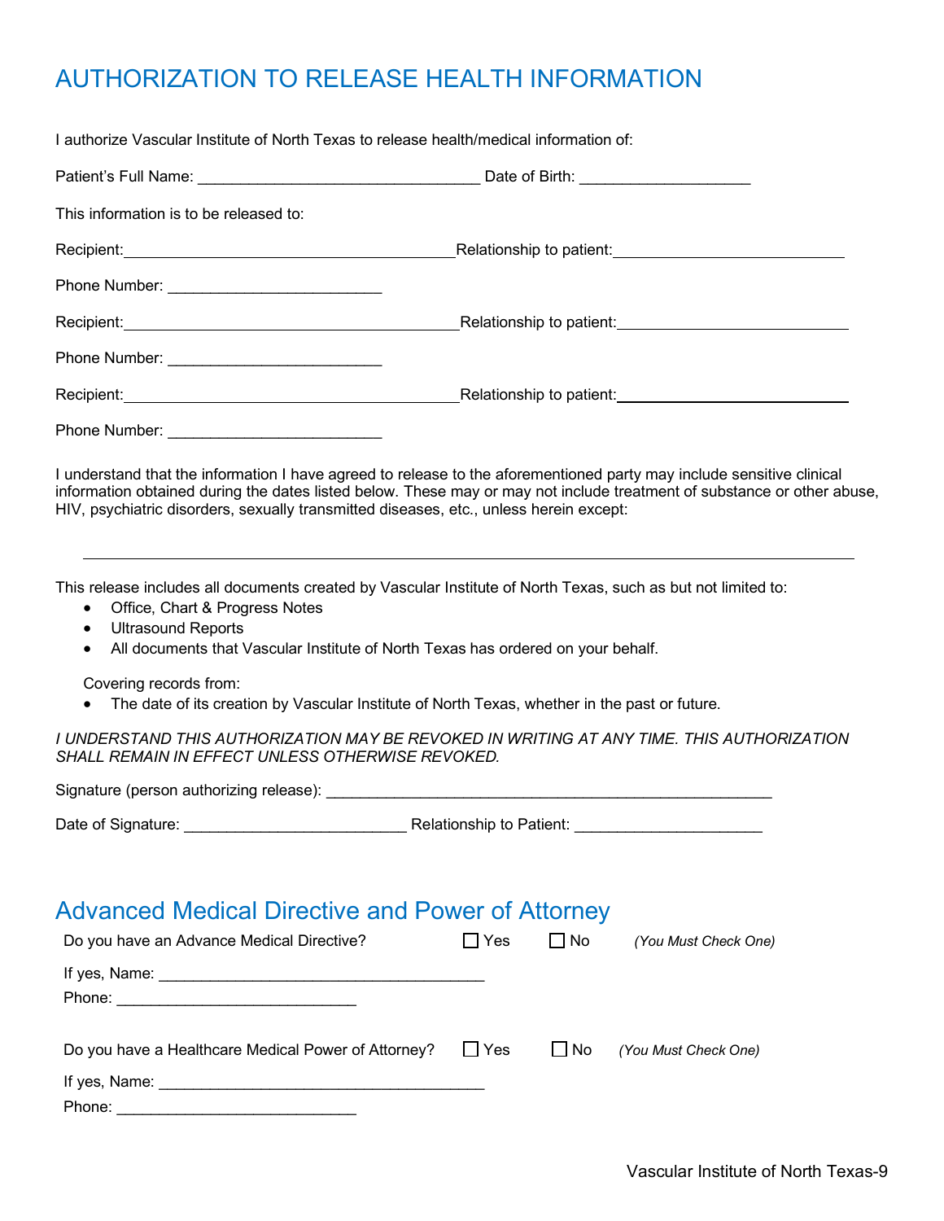# AUTHORIZATION TO RELEASE HEALTH INFORMATION

I authorize Vascular Institute of North Texas to release health/medical information of:

Patient's Full Name: ________________________________ Date of Birth: ___________________

This information is to be released to:

Recipient:______________________________________Relationship to patient:__________________________

Phone Number: ________________________

Recipient:______________________________________Relationship to patient:__________________________

Phone Number: ________________________

Recipient:______________________________________Relationship to patient:__________________________

Phone Number: ________________________

I understand that the information I have agreed to release to the aforementioned party may include sensitive clinical information obtained during the dates listed below. These may or may not include treatment of substance or other abuse, HIV, psychiatric disorders, sexually transmitted diseases, etc., unless herein except:

_____________________________________________________________________________________

This release includes all documents created by Vascular Institute of North Texas, such as but not limited to:

- Office, Chart & Progress Notes
- Ultrasound Reports
- All documents that Vascular Institute of North Texas has ordered on your behalf.

Covering records from:

- The date of its creation by Vascular Institute of North Texas, whether in the past or future.

*I UNDERSTAND THIS AUTHORIZATION MAY BE REVOKED IN WRITING AT ANY TIME. THIS AUTHORIZATION SHALL REMAIN IN EFFECT UNLESS OTHERWISE REVOKED.*

Signature (person authorizing release): ___________________________________________________

Date of Signature: _________________________ Relationship to Patient: ____________________

## Advanced Medical Directive and Power of Attorney

Do you have an Advance Medical Directive? ☐ Yes ☐ No *(You Must Check One)*

If yes, Name: _____________________________________

Phone: ___________________________

Do you have a Healthcare Medical Power of Attorney? ☐ Yes ☐ No *(You Must Check One)*

If yes, Name: _____________________________________

Phone: ___________________________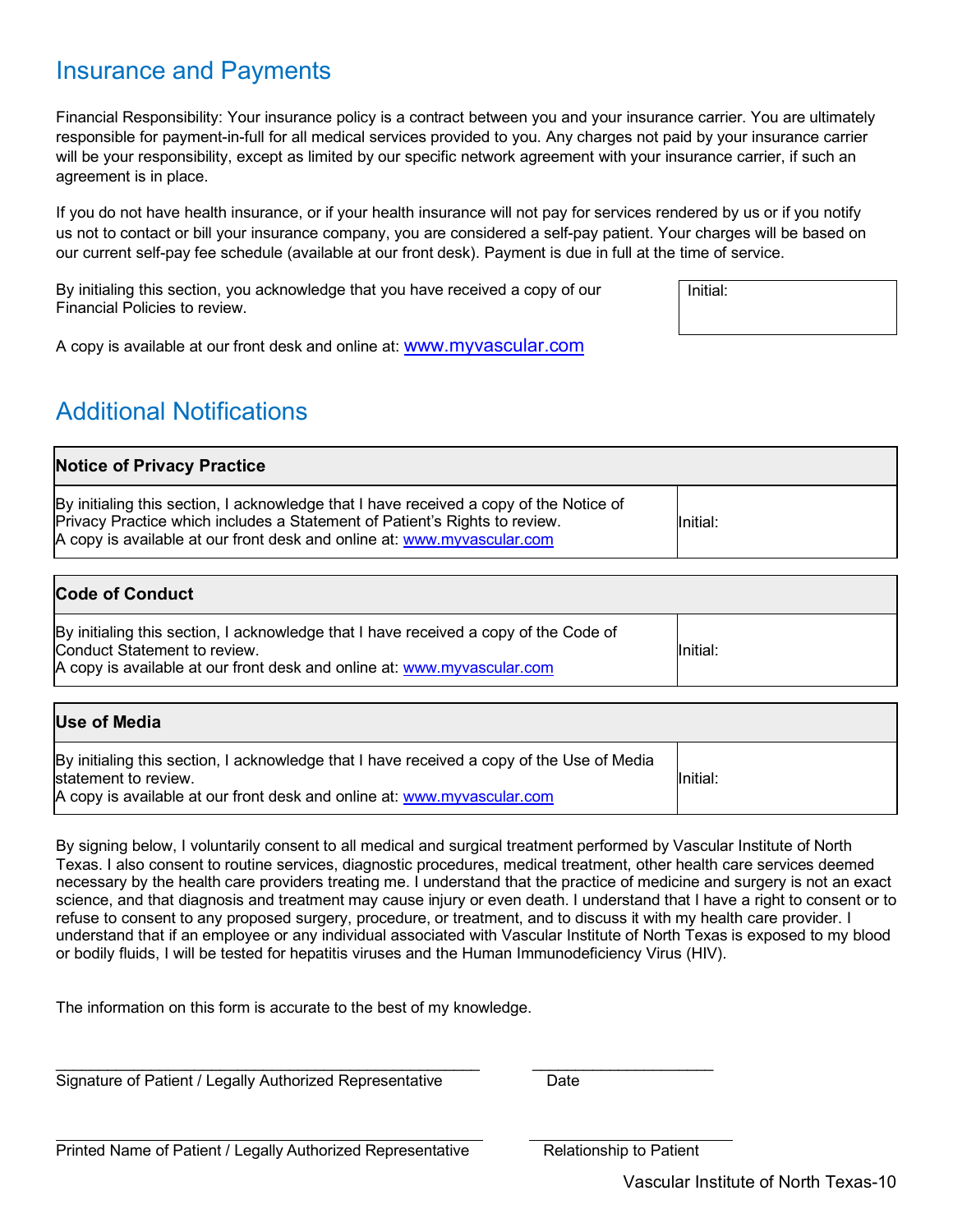## Insurance and Payments

Financial Responsibility: Your insurance policy is a contract between you and your insurance carrier. You are ultimately responsible for payment-in-full for all medical services provided to you. Any charges not paid by your insurance carrier will be your responsibility, except as limited by our specific network agreement with your insurance carrier, if such an agreement is in place.

If you do not have health insurance, or if your health insurance will not pay for services rendered by us or if you notify us not to contact or bill your insurance company, you are considered a self-pay patient. Your charges will be based on our current self-pay fee schedule (available at our front desk). Payment is due in full at the time of service.

By initialing this section, you acknowledge that you have received a copy of our Financial Policies to review.

Initial:

A copy is available at our front desk and online at: www.myvascular.com

## Additional Notifications

| **Notice of Privacy Practice** | |
|---|---|
| By initialing this section, I acknowledge that I have received a copy of the Notice of Privacy Practice which includes a Statement of Patient's Rights to review. A copy is available at our front desk and online at: www.myvascular.com | Initial: |

| **Code of Conduct** | |
|---|---|
| By initialing this section, I acknowledge that I have received a copy of the Code of Conduct Statement to review. A copy is available at our front desk and online at: www.myvascular.com | Initial: |

| **Use of Media** | |
|---|---|
| By initialing this section, I acknowledge that I have received a copy of the Use of Media statement to review. A copy is available at our front desk and online at: www.myvascular.com | Initial: |

By signing below, I voluntarily consent to all medical and surgical treatment performed by Vascular Institute of North Texas. I also consent to routine services, diagnostic procedures, medical treatment, other health care services deemed necessary by the health care providers treating me. I understand that the practice of medicine and surgery is not an exact science, and that diagnosis and treatment may cause injury or even death. I understand that I have a right to consent or to refuse to consent to any proposed surgery, procedure, or treatment, and to discuss it with my health care provider. I understand that if an employee or any individual associated with Vascular Institute of North Texas is exposed to my blood or bodily fluids, I will be tested for hepatitis viruses and the Human Immunodeficiency Virus (HIV).

The information on this form is accurate to the best of my knowledge.

\_\_\_\_\_\_\_\_\_\_\_\_\_\_\_\_\_\_\_\_\_\_\_\_\_\_\_\_\_\_\_\_\_\_\_\_\_\_\_\_\_\_\_\_ \_\_\_\_\_\_\_\_\_\_\_\_\_\_\_\_\_\_\_\_\_
Signature of Patient / Legally Authorized Representative — Date

\_\_\_\_\_\_\_\_\_\_\_\_\_\_\_\_\_\_\_\_\_\_\_\_\_\_\_\_\_\_\_\_\_\_\_\_\_\_\_\_\_\_\_\_ \_\_\_\_\_\_\_\_\_\_\_\_\_\_\_\_\_\_\_\_\_
Printed Name of Patient / Legally Authorized Representative — Relationship to Patient